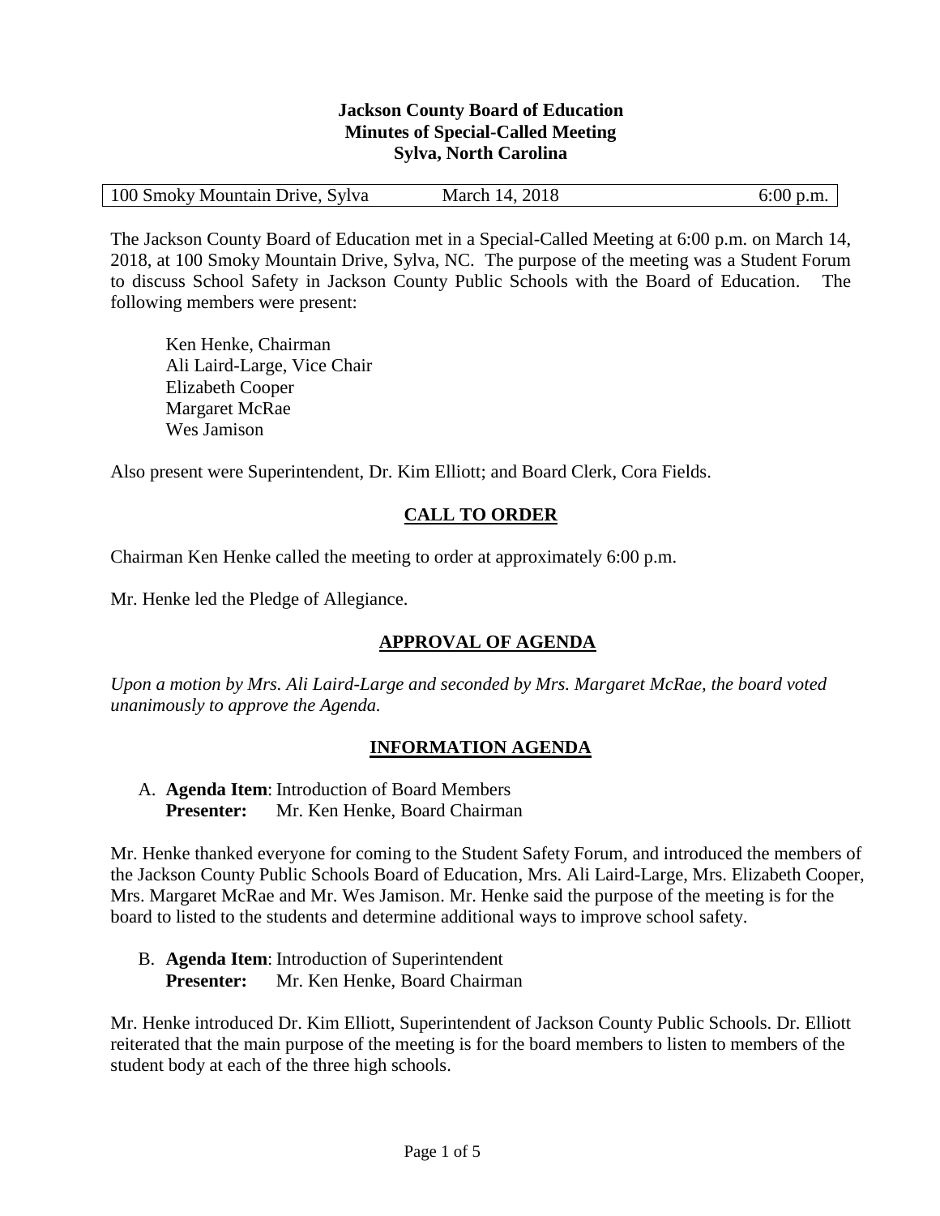**Jackson County Board of Education**
**Minutes of Special-Called Meeting**
**Sylva, North Carolina**

| 100 Smoky Mountain Drive, Sylva | March 14, 2018 | 6:00 p.m. |
|---|---|---|

The Jackson County Board of Education met in a Special-Called Meeting at 6:00 p.m. on March 14, 2018, at 100 Smoky Mountain Drive, Sylva, NC. The purpose of the meeting was a Student Forum to discuss School Safety in Jackson County Public Schools with the Board of Education. The following members were present:

Ken Henke, Chairman
Ali Laird-Large, Vice Chair
Elizabeth Cooper
Margaret McRae
Wes Jamison

Also present were Superintendent, Dr. Kim Elliott; and Board Clerk, Cora Fields.

## CALL TO ORDER

Chairman Ken Henke called the meeting to order at approximately 6:00 p.m.

Mr. Henke led the Pledge of Allegiance.

## APPROVAL OF AGENDA

*Upon a motion by Mrs. Ali Laird-Large and seconded by Mrs. Margaret McRae, the board voted unanimously to approve the Agenda.*

## INFORMATION AGENDA

A. **Agenda Item**: Introduction of Board Members
**Presenter:** Mr. Ken Henke, Board Chairman

Mr. Henke thanked everyone for coming to the Student Safety Forum, and introduced the members of the Jackson County Public Schools Board of Education, Mrs. Ali Laird-Large, Mrs. Elizabeth Cooper, Mrs. Margaret McRae and Mr. Wes Jamison. Mr. Henke said the purpose of the meeting is for the board to listed to the students and determine additional ways to improve school safety.

B. **Agenda Item**: Introduction of Superintendent
**Presenter:** Mr. Ken Henke, Board Chairman

Mr. Henke introduced Dr. Kim Elliott, Superintendent of Jackson County Public Schools. Dr. Elliott reiterated that the main purpose of the meeting is for the board members to listen to members of the student body at each of the three high schools.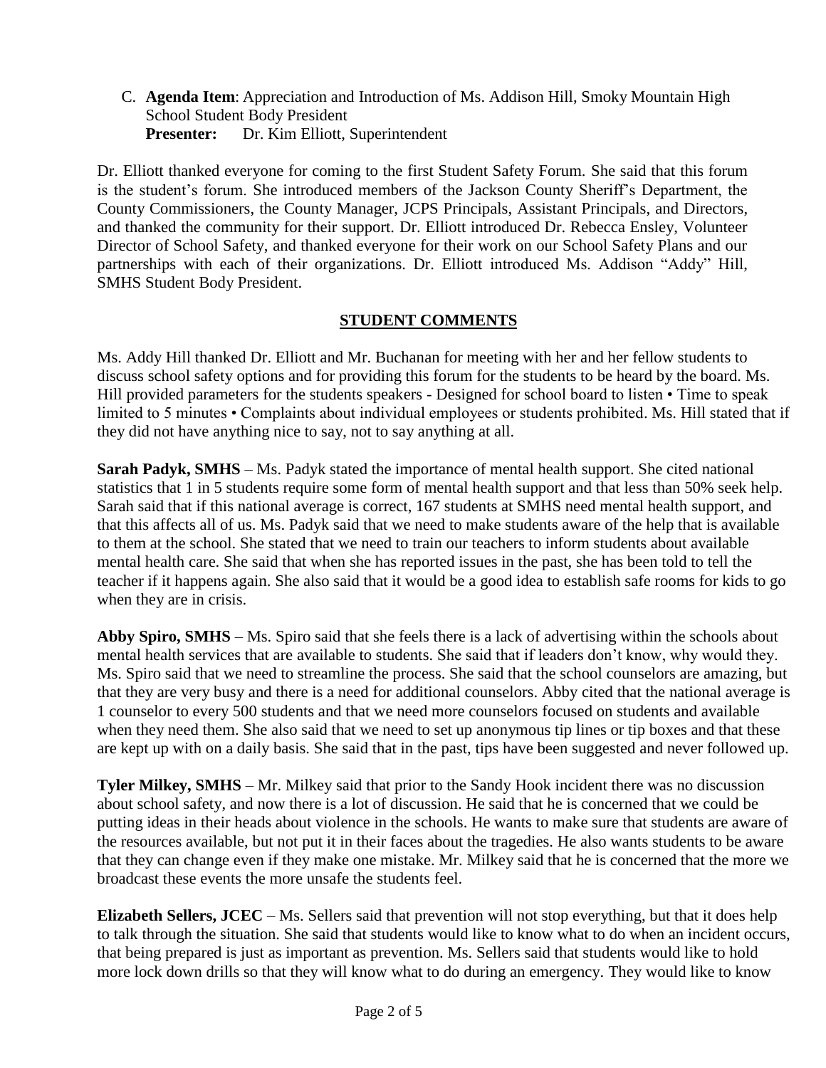C. **Agenda Item**: Appreciation and Introduction of Ms. Addison Hill, Smoky Mountain High School Student Body President
   **Presenter:** Dr. Kim Elliott, Superintendent

Dr. Elliott thanked everyone for coming to the first Student Safety Forum. She said that this forum is the student's forum. She introduced members of the Jackson County Sheriff's Department, the County Commissioners, the County Manager, JCPS Principals, Assistant Principals, and Directors, and thanked the community for their support. Dr. Elliott introduced Dr. Rebecca Ensley, Volunteer Director of School Safety, and thanked everyone for their work on our School Safety Plans and our partnerships with each of their organizations. Dr. Elliott introduced Ms. Addison "Addy" Hill, SMHS Student Body President.

## STUDENT COMMENTS

Ms. Addy Hill thanked Dr. Elliott and Mr. Buchanan for meeting with her and her fellow students to discuss school safety options and for providing this forum for the students to be heard by the board. Ms. Hill provided parameters for the students speakers - Designed for school board to listen • Time to speak limited to 5 minutes • Complaints about individual employees or students prohibited. Ms. Hill stated that if they did not have anything nice to say, not to say anything at all.

**Sarah Padyk, SMHS** – Ms. Padyk stated the importance of mental health support. She cited national statistics that 1 in 5 students require some form of mental health support and that less than 50% seek help. Sarah said that if this national average is correct, 167 students at SMHS need mental health support, and that this affects all of us. Ms. Padyk said that we need to make students aware of the help that is available to them at the school. She stated that we need to train our teachers to inform students about available mental health care. She said that when she has reported issues in the past, she has been told to tell the teacher if it happens again. She also said that it would be a good idea to establish safe rooms for kids to go when they are in crisis.

**Abby Spiro, SMHS** – Ms. Spiro said that she feels there is a lack of advertising within the schools about mental health services that are available to students. She said that if leaders don't know, why would they. Ms. Spiro said that we need to streamline the process. She said that the school counselors are amazing, but that they are very busy and there is a need for additional counselors. Abby cited that the national average is 1 counselor to every 500 students and that we need more counselors focused on students and available when they need them. She also said that we need to set up anonymous tip lines or tip boxes and that these are kept up with on a daily basis. She said that in the past, tips have been suggested and never followed up.

**Tyler Milkey, SMHS** – Mr. Milkey said that prior to the Sandy Hook incident there was no discussion about school safety, and now there is a lot of discussion. He said that he is concerned that we could be putting ideas in their heads about violence in the schools. He wants to make sure that students are aware of the resources available, but not put it in their faces about the tragedies. He also wants students to be aware that they can change even if they make one mistake. Mr. Milkey said that he is concerned that the more we broadcast these events the more unsafe the students feel.

**Elizabeth Sellers, JCEC** – Ms. Sellers said that prevention will not stop everything, but that it does help to talk through the situation. She said that students would like to know what to do when an incident occurs, that being prepared is just as important as prevention. Ms. Sellers said that students would like to hold more lock down drills so that they will know what to do during an emergency. They would like to know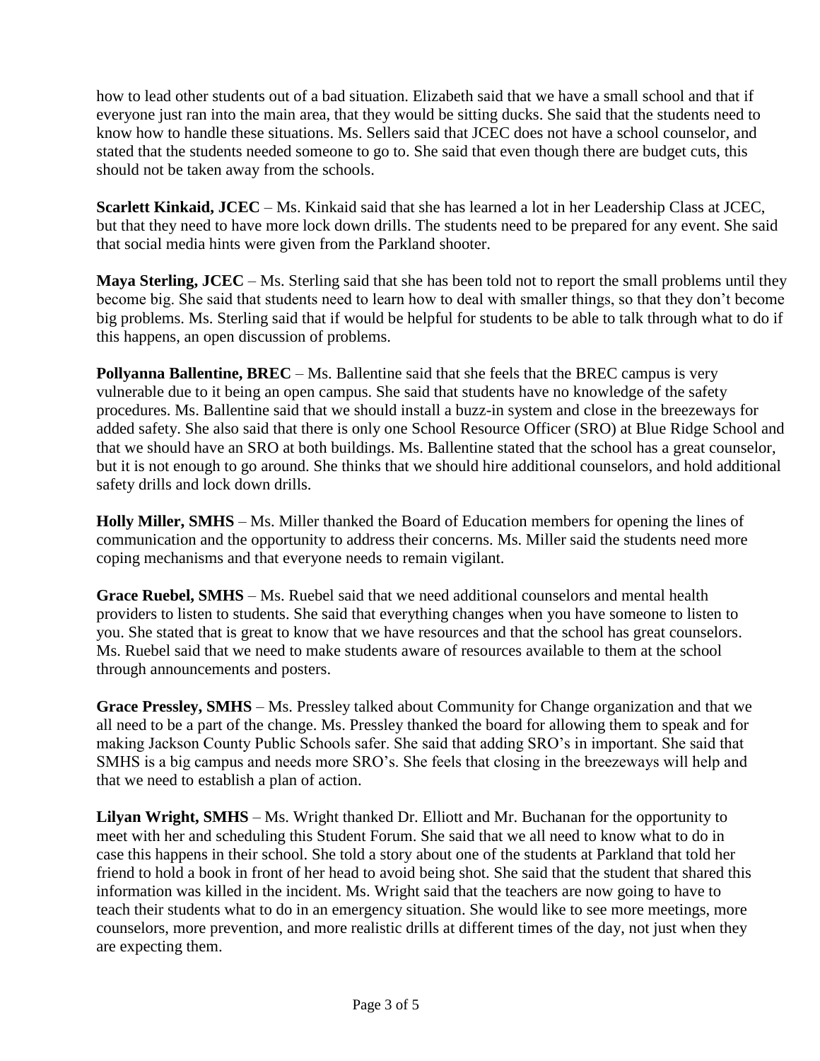how to lead other students out of a bad situation. Elizabeth said that we have a small school and that if everyone just ran into the main area, that they would be sitting ducks. She said that the students need to know how to handle these situations. Ms. Sellers said that JCEC does not have a school counselor, and stated that the students needed someone to go to. She said that even though there are budget cuts, this should not be taken away from the schools.

**Scarlett Kinkaid, JCEC** – Ms. Kinkaid said that she has learned a lot in her Leadership Class at JCEC, but that they need to have more lock down drills. The students need to be prepared for any event. She said that social media hints were given from the Parkland shooter.

**Maya Sterling, JCEC** – Ms. Sterling said that she has been told not to report the small problems until they become big. She said that students need to learn how to deal with smaller things, so that they don't become big problems. Ms. Sterling said that if would be helpful for students to be able to talk through what to do if this happens, an open discussion of problems.

**Pollyanna Ballentine, BREC** – Ms. Ballentine said that she feels that the BREC campus is very vulnerable due to it being an open campus. She said that students have no knowledge of the safety procedures. Ms. Ballentine said that we should install a buzz-in system and close in the breezeways for added safety. She also said that there is only one School Resource Officer (SRO) at Blue Ridge School and that we should have an SRO at both buildings. Ms. Ballentine stated that the school has a great counselor, but it is not enough to go around. She thinks that we should hire additional counselors, and hold additional safety drills and lock down drills.

**Holly Miller, SMHS** – Ms. Miller thanked the Board of Education members for opening the lines of communication and the opportunity to address their concerns. Ms. Miller said the students need more coping mechanisms and that everyone needs to remain vigilant.

**Grace Ruebel, SMHS** – Ms. Ruebel said that we need additional counselors and mental health providers to listen to students. She said that everything changes when you have someone to listen to you. She stated that is great to know that we have resources and that the school has great counselors. Ms. Ruebel said that we need to make students aware of resources available to them at the school through announcements and posters.

**Grace Pressley, SMHS** – Ms. Pressley talked about Community for Change organization and that we all need to be a part of the change. Ms. Pressley thanked the board for allowing them to speak and for making Jackson County Public Schools safer. She said that adding SRO's in important. She said that SMHS is a big campus and needs more SRO's. She feels that closing in the breezeways will help and that we need to establish a plan of action.

**Lilyan Wright, SMHS** – Ms. Wright thanked Dr. Elliott and Mr. Buchanan for the opportunity to meet with her and scheduling this Student Forum. She said that we all need to know what to do in case this happens in their school. She told a story about one of the students at Parkland that told her friend to hold a book in front of her head to avoid being shot. She said that the student that shared this information was killed in the incident. Ms. Wright said that the teachers are now going to have to teach their students what to do in an emergency situation. She would like to see more meetings, more counselors, more prevention, and more realistic drills at different times of the day, not just when they are expecting them.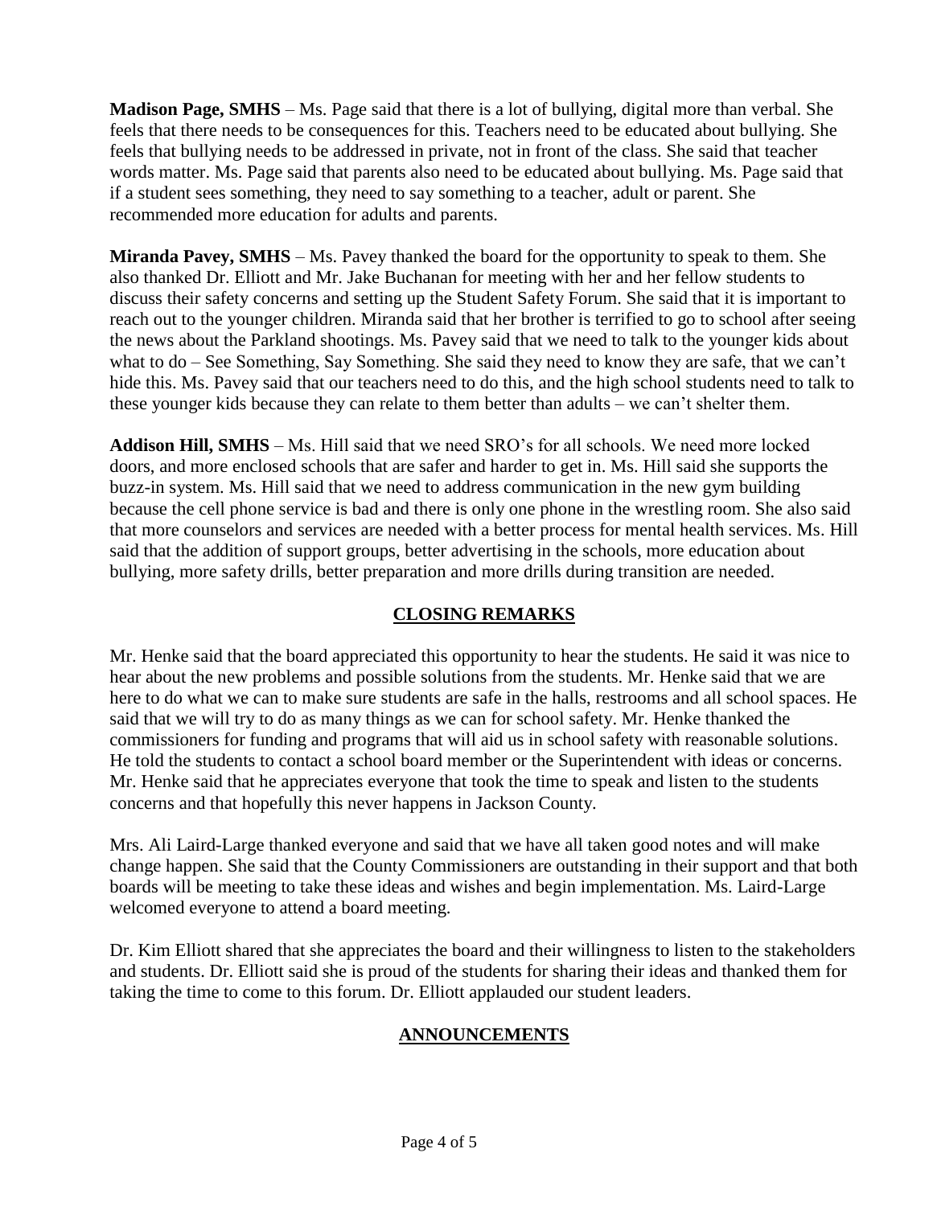**Madison Page, SMHS** – Ms. Page said that there is a lot of bullying, digital more than verbal. She feels that there needs to be consequences for this. Teachers need to be educated about bullying. She feels that bullying needs to be addressed in private, not in front of the class. She said that teacher words matter. Ms. Page said that parents also need to be educated about bullying. Ms. Page said that if a student sees something, they need to say something to a teacher, adult or parent. She recommended more education for adults and parents.

**Miranda Pavey, SMHS** – Ms. Pavey thanked the board for the opportunity to speak to them. She also thanked Dr. Elliott and Mr. Jake Buchanan for meeting with her and her fellow students to discuss their safety concerns and setting up the Student Safety Forum. She said that it is important to reach out to the younger children. Miranda said that her brother is terrified to go to school after seeing the news about the Parkland shootings. Ms. Pavey said that we need to talk to the younger kids about what to do – See Something, Say Something. She said they need to know they are safe, that we can't hide this. Ms. Pavey said that our teachers need to do this, and the high school students need to talk to these younger kids because they can relate to them better than adults – we can't shelter them.

**Addison Hill, SMHS** – Ms. Hill said that we need SRO's for all schools. We need more locked doors, and more enclosed schools that are safer and harder to get in. Ms. Hill said she supports the buzz-in system. Ms. Hill said that we need to address communication in the new gym building because the cell phone service is bad and there is only one phone in the wrestling room. She also said that more counselors and services are needed with a better process for mental health services. Ms. Hill said that the addition of support groups, better advertising in the schools, more education about bullying, more safety drills, better preparation and more drills during transition are needed.

## CLOSING REMARKS

Mr. Henke said that the board appreciated this opportunity to hear the students. He said it was nice to hear about the new problems and possible solutions from the students. Mr. Henke said that we are here to do what we can to make sure students are safe in the halls, restrooms and all school spaces. He said that we will try to do as many things as we can for school safety. Mr. Henke thanked the commissioners for funding and programs that will aid us in school safety with reasonable solutions. He told the students to contact a school board member or the Superintendent with ideas or concerns. Mr. Henke said that he appreciates everyone that took the time to speak and listen to the students concerns and that hopefully this never happens in Jackson County.

Mrs. Ali Laird-Large thanked everyone and said that we have all taken good notes and will make change happen. She said that the County Commissioners are outstanding in their support and that both boards will be meeting to take these ideas and wishes and begin implementation. Ms. Laird-Large welcomed everyone to attend a board meeting.

Dr. Kim Elliott shared that she appreciates the board and their willingness to listen to the stakeholders and students. Dr. Elliott said she is proud of the students for sharing their ideas and thanked them for taking the time to come to this forum. Dr. Elliott applauded our student leaders.

## ANNOUNCEMENTS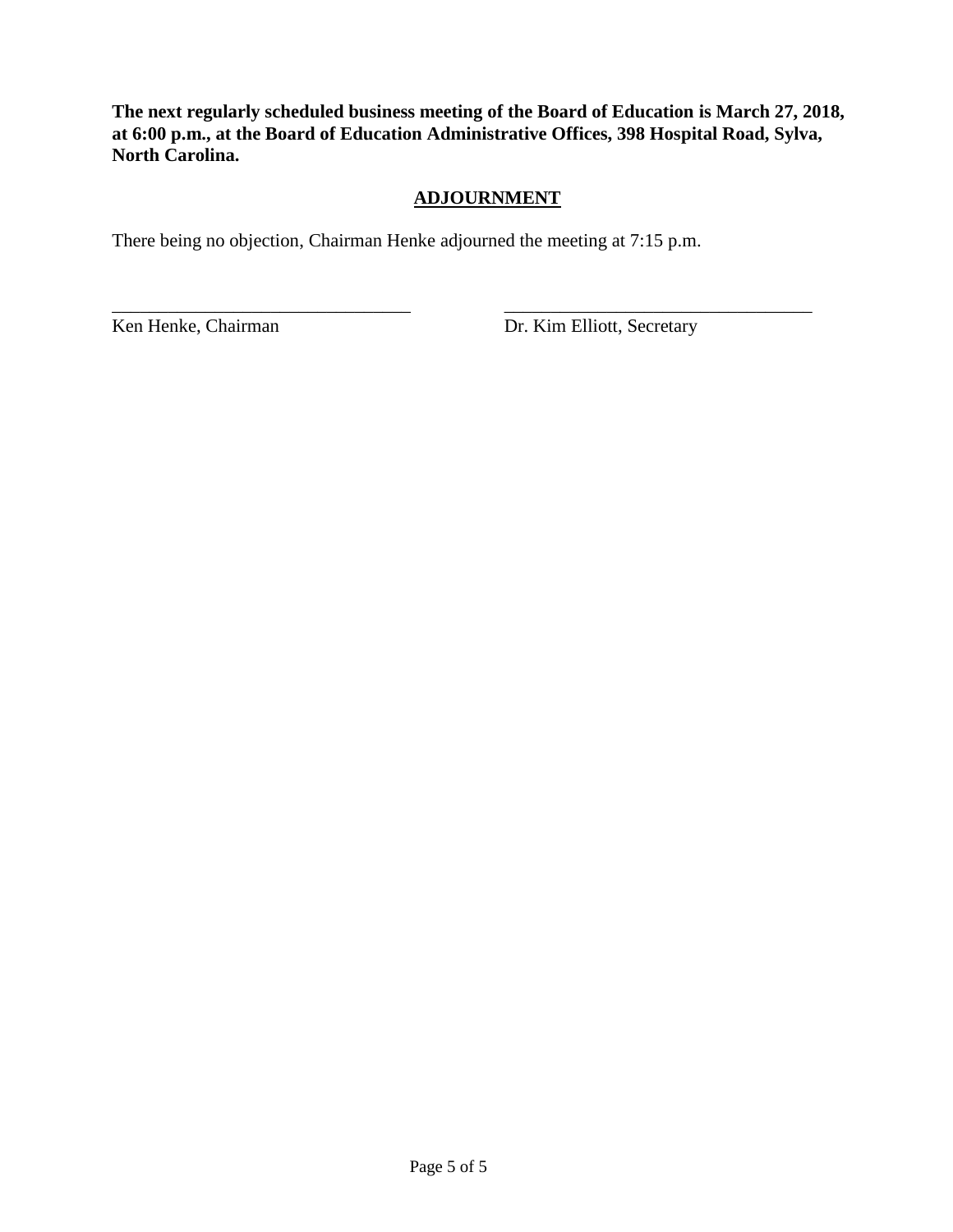**The next regularly scheduled business meeting of the Board of Education is March 27, 2018, at 6:00 p.m., at the Board of Education Administrative Offices, 398 Hospital Road, Sylva, North Carolina.**

## ADJOURNMENT

There being no objection, Chairman Henke adjourned the meeting at 7:15 p.m.

\_\_\_\_\_\_\_\_\_\_\_\_\_\_\_\_\_\_\_\_\_\_\_\_\_\_\_\_\_\_\_\_  
Ken Henke, Chairman

\_\_\_\_\_\_\_\_\_\_\_\_\_\_\_\_\_\_\_\_\_\_\_\_\_\_\_\_\_\_\_\_  
Dr. Kim Elliott, Secretary